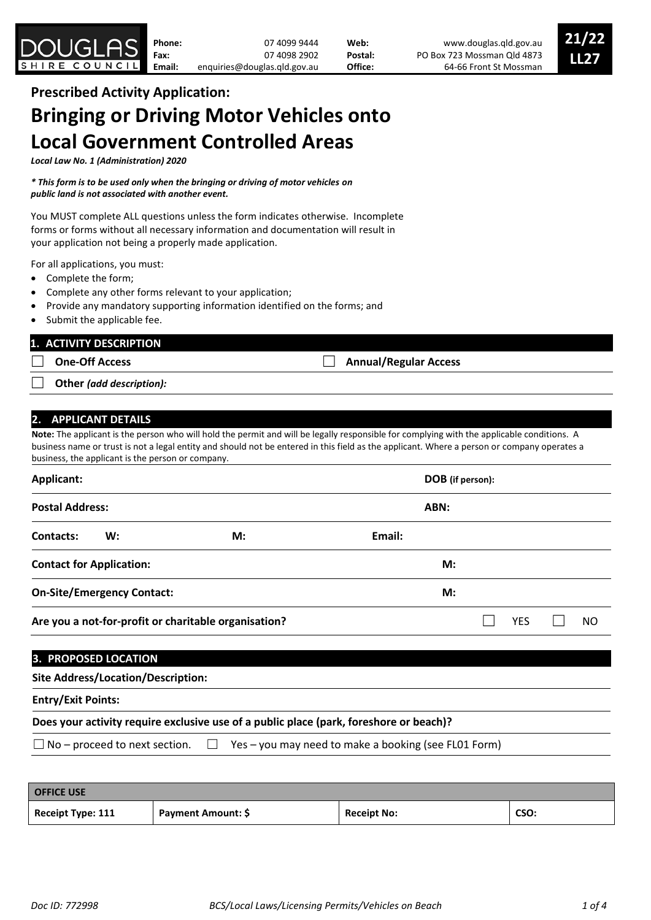DOUGLAS SHIRE COUNCIL

| | | | |
|---|---|---|---|
| **Phone:** | 07 4099 9444 | **Web:** | www.douglas.qld.gov.au |
| **Fax:** | 07 4098 2902 | **Postal:** | PO Box 723 Mossman Qld 4873 |
| **Email:** | enquiries@douglas.qld.gov.au | **Office:** | 64-66 Front St Mossman |

**21/22 LL27**

## Prescribed Activity Application:

# Bringing or Driving Motor Vehicles onto Local Government Controlled Areas

***Local Law No. 1 (Administration) 2020***

***\* This form is to be used only when the bringing or driving of motor vehicles on public land is not associated with another event.***

You MUST complete ALL questions unless the form indicates otherwise. Incomplete forms or forms without all necessary information and documentation will result in your application not being a properly made application.

For all applications, you must:

- Complete the form;
- Complete any other forms relevant to your application;
- Provide any mandatory supporting information identified on the forms; and
- Submit the applicable fee.

## 1. ACTIVITY DESCRIPTION

☐ **One-Off Access** ☐ **Annual/Regular Access**

☐ **Other** ***(add description):***

## 2. APPLICANT DETAILS

**Note:** The applicant is the person who will hold the permit and will be legally responsible for complying with the applicable conditions. A business name or trust is not a legal entity and should not be entered in this field as the applicant. Where a person or company operates a business, the applicant is the person or company.

**Applicant:** **DOB (if person):**

**Postal Address:** **ABN:**

**Contacts:** **W:** **M:** **Email:**

**Contact for Application:** **M:**

**On-Site/Emergency Contact:** **M:**

**Are you a not-for-profit or charitable organisation?** ☐ YES ☐ NO

## 3. PROPOSED LOCATION

**Site Address/Location/Description:**

**Entry/Exit Points:**

**Does your activity require exclusive use of a public place (park, foreshore or beach)?**

☐ No – proceed to next section. ☐ Yes – you may need to make a booking (see FL01 Form)

| OFFICE USE | | | |
|---|---|---|---|
| **Receipt Type: 111** | **Payment Amount: $** | **Receipt No:** | **CSO:** |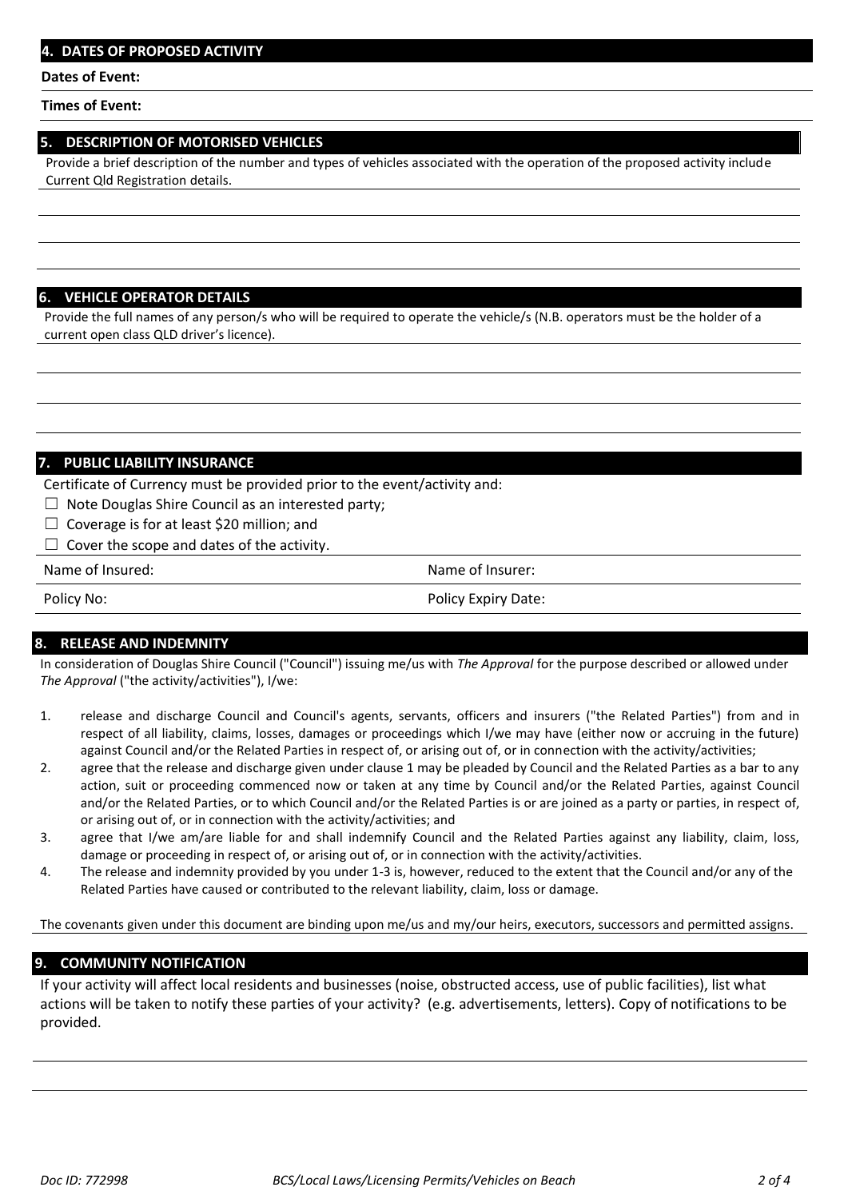## 4. DATES OF PROPOSED ACTIVITY

**Dates of Event:**

**Times of Event:**

## 5. DESCRIPTION OF MOTORISED VEHICLES

Provide a brief description of the number and types of vehicles associated with the operation of the proposed activity include Current Qld Registration details.

## 6. VEHICLE OPERATOR DETAILS

Provide the full names of any person/s who will be required to operate the vehicle/s (N.B. operators must be the holder of a current open class QLD driver's licence).

## 7. PUBLIC LIABILITY INSURANCE

Certificate of Currency must be provided prior to the event/activity and:

- ☐ Note Douglas Shire Council as an interested party;
- ☐ Coverage is for at least $20 million; and
- ☐ Cover the scope and dates of the activity.

| Name of Insured: | Name of Insurer: |
|---|---|
| Policy No: | Policy Expiry Date: |

## 8. RELEASE AND INDEMNITY

In consideration of Douglas Shire Council ("Council") issuing me/us with *The Approval* for the purpose described or allowed under *The Approval* ("the activity/activities"), I/we:

1. release and discharge Council and Council's agents, servants, officers and insurers ("the Related Parties") from and in respect of all liability, claims, losses, damages or proceedings which I/we may have (either now or accruing in the future) against Council and/or the Related Parties in respect of, or arising out of, or in connection with the activity/activities;
2. agree that the release and discharge given under clause 1 may be pleaded by Council and the Related Parties as a bar to any action, suit or proceeding commenced now or taken at any time by Council and/or the Related Parties, against Council and/or the Related Parties, or to which Council and/or the Related Parties is or are joined as a party or parties, in respect of, or arising out of, or in connection with the activity/activities; and
3. agree that I/we am/are liable for and shall indemnify Council and the Related Parties against any liability, claim, loss, damage or proceeding in respect of, or arising out of, or in connection with the activity/activities.
4. The release and indemnity provided by you under 1-3 is, however, reduced to the extent that the Council and/or any of the Related Parties have caused or contributed to the relevant liability, claim, loss or damage.

The covenants given under this document are binding upon me/us and my/our heirs, executors, successors and permitted assigns.

## 9. COMMUNITY NOTIFICATION

If your activity will affect local residents and businesses (noise, obstructed access, use of public facilities), list what actions will be taken to notify these parties of your activity? (e.g. advertisements, letters). Copy of notifications to be provided.

*Doc ID: 772998* *BCS/Local Laws/Licensing Permits/Vehicles on Beach*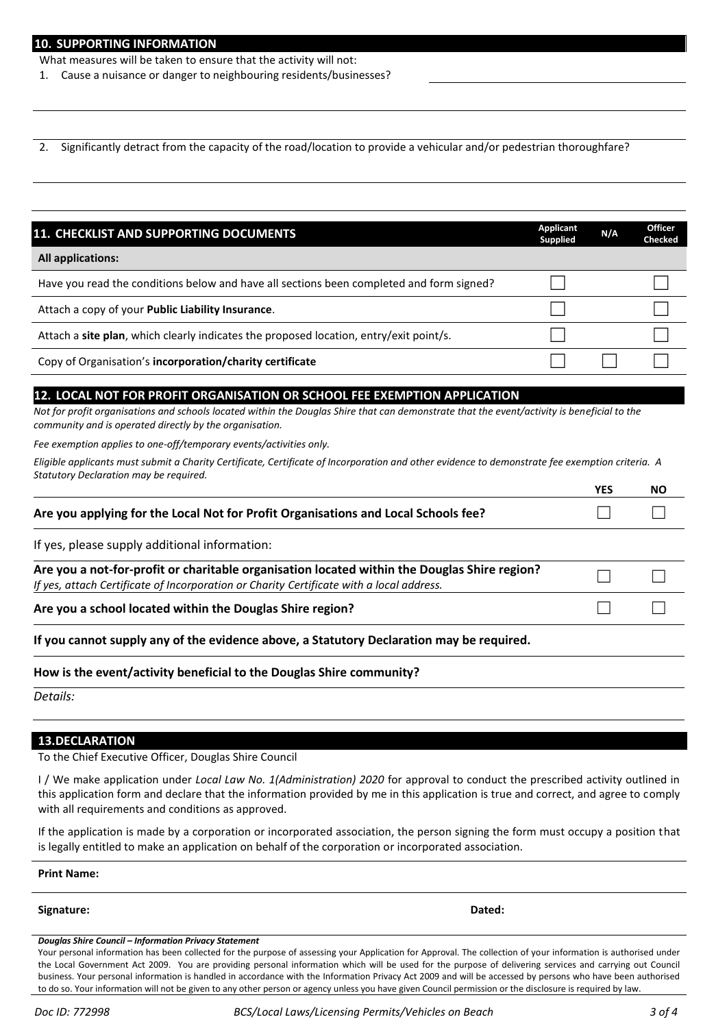## 10. SUPPORTING INFORMATION

What measures will be taken to ensure that the activity will not:

1. Cause a nuisance or danger to neighbouring residents/businesses?

2. Significantly detract from the capacity of the road/location to provide a vehicular and/or pedestrian thoroughfare?

## 11. CHECKLIST AND SUPPORTING DOCUMENTS

| | Applicant Supplied | N/A | Officer Checked |
|---|---|---|---|
| **All applications:** | | | |
| Have you read the conditions below and have all sections been completed and form signed? | ☐ | | ☐ |
| Attach a copy of your **Public Liability Insurance**. | ☐ | | ☐ |
| Attach a **site plan**, which clearly indicates the proposed location, entry/exit point/s. | ☐ | | ☐ |
| Copy of Organisation's **incorporation/charity certificate** | ☐ | ☐ | ☐ |

## 12. LOCAL NOT FOR PROFIT ORGANISATION OR SCHOOL FEE EXEMPTION APPLICATION

*Not for profit organisations and schools located within the Douglas Shire that can demonstrate that the event/activity is beneficial to the community and is operated directly by the organisation.*

*Fee exemption applies to one-off/temporary events/activities only.*

*Eligible applicants must submit a Charity Certificate, Certificate of Incorporation and other evidence to demonstrate fee exemption criteria. A Statutory Declaration may be required.*

| | YES | NO |
|---|---|---|
| **Are you applying for the Local Not for Profit Organisations and Local Schools fee?** | ☐ | ☐ |
| If yes, please supply additional information: | | |
| **Are you a not-for-profit or charitable organisation located within the Douglas Shire region?** *If yes, attach Certificate of Incorporation or Charity Certificate with a local address.* | ☐ | ☐ |
| **Are you a school located within the Douglas Shire region?** | ☐ | ☐ |

**If you cannot supply any of the evidence above, a Statutory Declaration may be required.**

**How is the event/activity beneficial to the Douglas Shire community?**

*Details:*

## 13.DECLARATION

To the Chief Executive Officer, Douglas Shire Council

I / We make application under *Local Law No. 1(Administration) 2020* for approval to conduct the prescribed activity outlined in this application form and declare that the information provided by me in this application is true and correct, and agree to comply with all requirements and conditions as approved.

If the application is made by a corporation or incorporated association, the person signing the form must occupy a position that is legally entitled to make an application on behalf of the corporation or incorporated association.

**Print Name:**

**Signature:** **Dated:**

***Douglas Shire Council – Information Privacy Statement***

Your personal information has been collected for the purpose of assessing your Application for Approval. The collection of your information is authorised under the Local Government Act 2009. You are providing personal information which will be used for the purpose of delivering services and carrying out Council business. Your personal information is handled in accordance with the Information Privacy Act 2009 and will be accessed by persons who have been authorised to do so. Your information will not be given to any other person or agency unless you have given Council permission or the disclosure is required by law.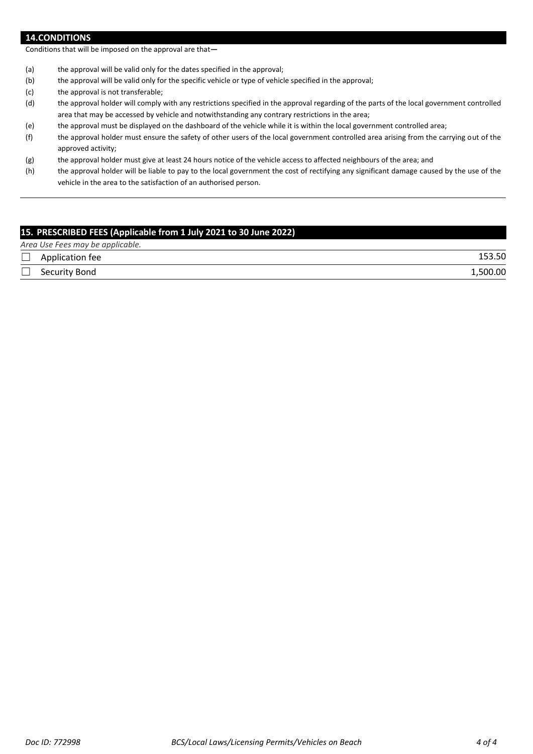## 14. CONDITIONS

Conditions that will be imposed on the approval are that—

(a) the approval will be valid only for the dates specified in the approval;

(b) the approval will be valid only for the specific vehicle or type of vehicle specified in the approval;

(c) the approval is not transferable;

(d) the approval holder will comply with any restrictions specified in the approval regarding of the parts of the local government controlled area that may be accessed by vehicle and notwithstanding any contrary restrictions in the area;

(e) the approval must be displayed on the dashboard of the vehicle while it is within the local government controlled area;

(f) the approval holder must ensure the safety of other users of the local government controlled area arising from the carrying out of the approved activity;

(g) the approval holder must give at least 24 hours notice of the vehicle access to affected neighbours of the area; and

(h) the approval holder will be liable to pay to the local government the cost of rectifying any significant damage caused by the use of the vehicle in the area to the satisfaction of an authorised person.

## 15. PRESCRIBED FEES (Applicable from 1 July 2021 to 30 June 2022)

*Area Use Fees may be applicable.*

| | |
|---|---|
| ☐ Application fee | 153.50 |
| ☐ Security Bond | 1,500.00 |

Doc ID: 772998 BCS/Local Laws/Licensing Permits/Vehicles on Beach